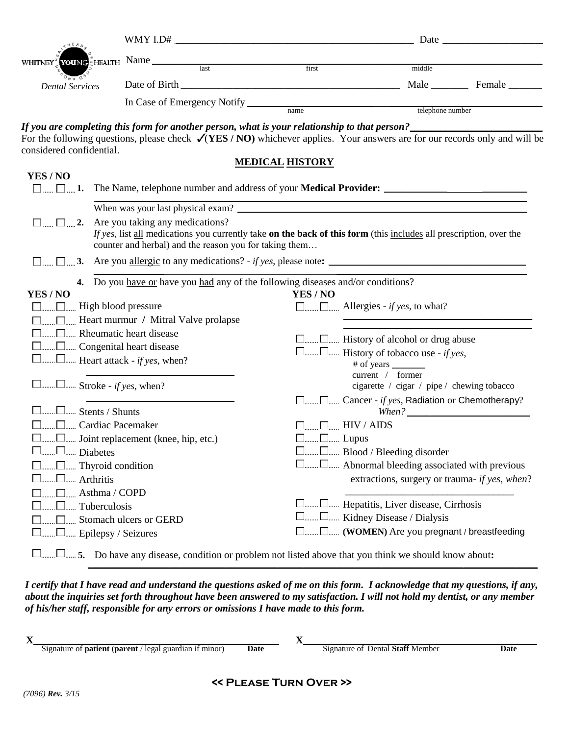WHITNEY YOUNG HEALTH

*Dental Services*

WMY I.D# ______________________ Date ______________

Name ______________________________________________
last first middle

Date of Birth ______________________ Male ______ Female ______

In Case of Emergency Notify ______________________ ______________________
name telephone number

***If you are completing this form for another person, what is your relationship to that person?*** ______________

For the following questions, please check ✓(**YES / NO**) whichever applies. Your answers are for our records only and will be considered confidential.

## MEDICAL HISTORY

**YES / NO**

☐ ☐ **1.** The Name, telephone number and address of your **Medical Provider:** ______________________

When was your last physical exam? ______________________

☐ ☐ **2.** Are you taking any medications?
*If yes*, list all medications you currently take **on the back of this form** (this includes all prescription, over the counter and herbal) and the reason you for taking them…

☐ ☐ **3.** Are you allergic to any medications? - *if yes*, please note**:** ______________________

**4.** Do you have or have you had any of the following diseases and/or conditions?

**YES / NO**

- ☐ ☐ High blood pressure
- ☐ ☐ Heart murmur / Mitral Valve prolapse
- ☐ ☐ Rheumatic heart disease
- ☐ ☐ Congenital heart disease
- ☐ ☐ Heart attack - *if yes*, when? ______________
- ☐ ☐ Stroke - *if yes*, when? ______________
- ☐ ☐ Stents / Shunts
- ☐ ☐ Cardiac Pacemaker
- ☐ ☐ Joint replacement (knee, hip, etc.)
- ☐ ☐ Diabetes
- ☐ ☐ Thyroid condition
- ☐ ☐ Arthritis
- ☐ ☐ Asthma / COPD
- ☐ ☐ Tuberculosis
- ☐ ☐ Stomach ulcers or GERD
- ☐ ☐ Epilepsy / Seizures

**YES / NO**

- ☐ ☐ Allergies - *if yes*, to what? ______________
- ☐ ☐ History of alcohol or drug abuse
- ☐ ☐ History of tobacco use - *if yes*,
  # of years ______
  current / former
  cigarette / cigar / pipe / chewing tobacco
- ☐ ☐ Cancer - *if yes*, Radiation or Chemotherapy?
  *When?* ______________
- ☐ ☐ HIV / AIDS
- ☐ ☐ Lupus
- ☐ ☐ Blood / Bleeding disorder
- ☐ ☐ Abnormal bleeding associated with previous extractions, surgery or trauma- *if yes, when*? ______________
- ☐ ☐ Hepatitis, Liver disease, Cirrhosis
- ☐ ☐ Kidney Disease / Dialysis
- ☐ ☐ **(WOMEN)** Are you pregnant / breastfeeding

☐ ☐ **5.** Do have any disease, condition or problem not listed above that you think we should know about**:**

______________________________________________

***I certify that I have read and understand the questions asked of me on this form. I acknowledge that my questions, if any, about the inquiries set forth throughout have been answered to my satisfaction. I will not hold my dentist, or any member of his/her staff, responsible for any errors or omissions I have made to this form.***

**X**______________________________ Signature of **patient** (**parent** / legal guardian if minor) **Date**

**X**______________________________ Signature of Dental **Staff** Member **Date**

**<< Please Turn Over >>**

*(7096)* ***Rev.*** *3/15*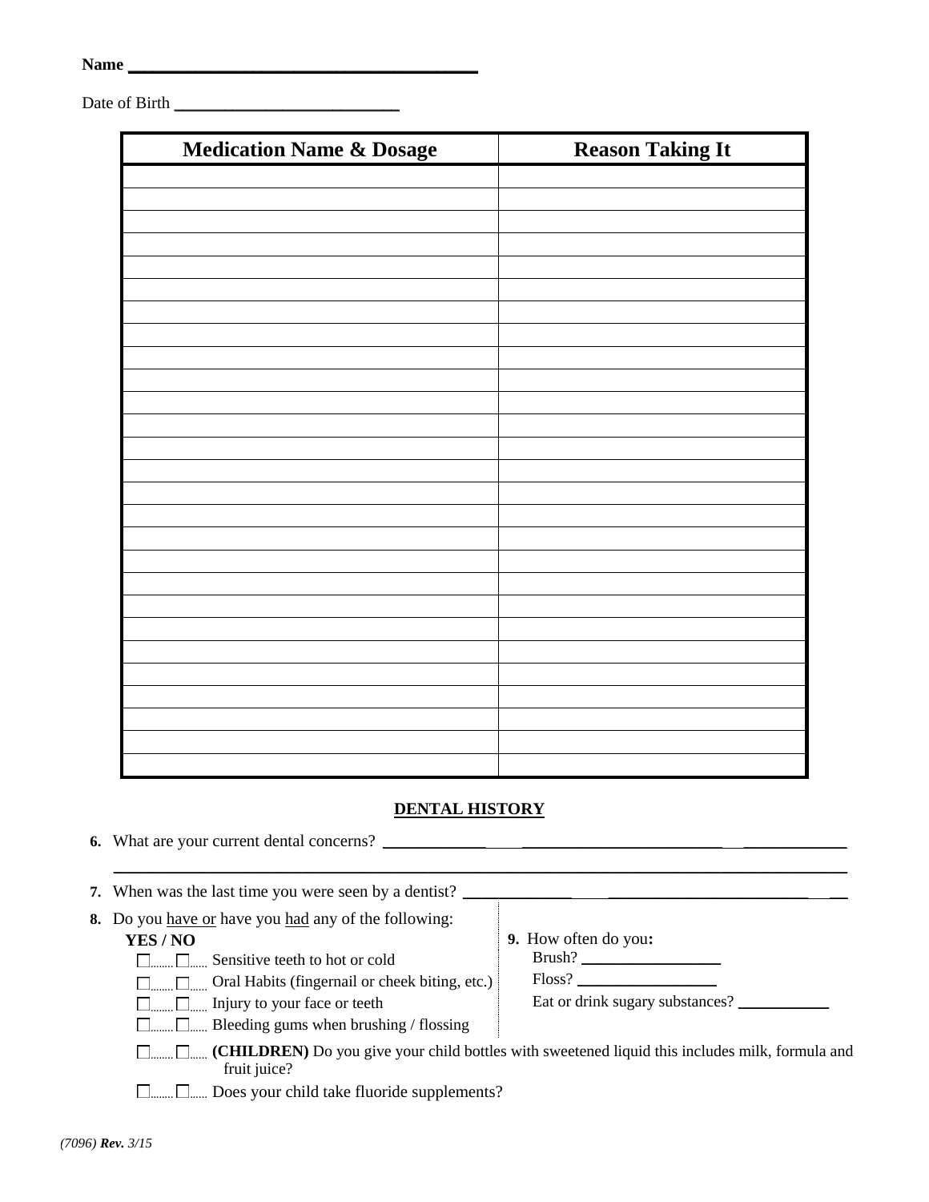**Name** ________________________________________

Date of Birth __________________________

| Medication Name & Dosage | Reason Taking It |
|---|---|
| | |
| | |
| | |
| | |
| | |
| | |
| | |
| | |
| | |
| | |
| | |
| | |
| | |
| | |
| | |
| | |
| | |
| | |
| | |
| | |
| | |
| | |
| | |
| | |
| | |
| | |
| | |

## DENTAL HISTORY

**6.** What are your current dental concerns? ________________________________________________

________________________________________________________________________________

**7.** When was the last time you were seen by a dentist? ________________________________________

**8.** Do you <u>have or</u> have you <u>had</u> any of the following:

**YES / NO**

- ☐ ☐ Sensitive teeth to hot or cold
- ☐ ☐ Oral Habits (fingernail or cheek biting, etc.)
- ☐ ☐ Injury to your face or teeth
- ☐ ☐ Bleeding gums when brushing / flossing

**9.** How often do you**:**

Brush? _________________

Floss? _________________

Eat or drink sugary substances? ___________

- ☐ ☐ **(CHILDREN)** Do you give your child bottles with sweetened liquid this includes milk, formula and fruit juice?
- ☐ ☐ Does your child take fluoride supplements?

*(7096)* ***Rev.*** *3/15*